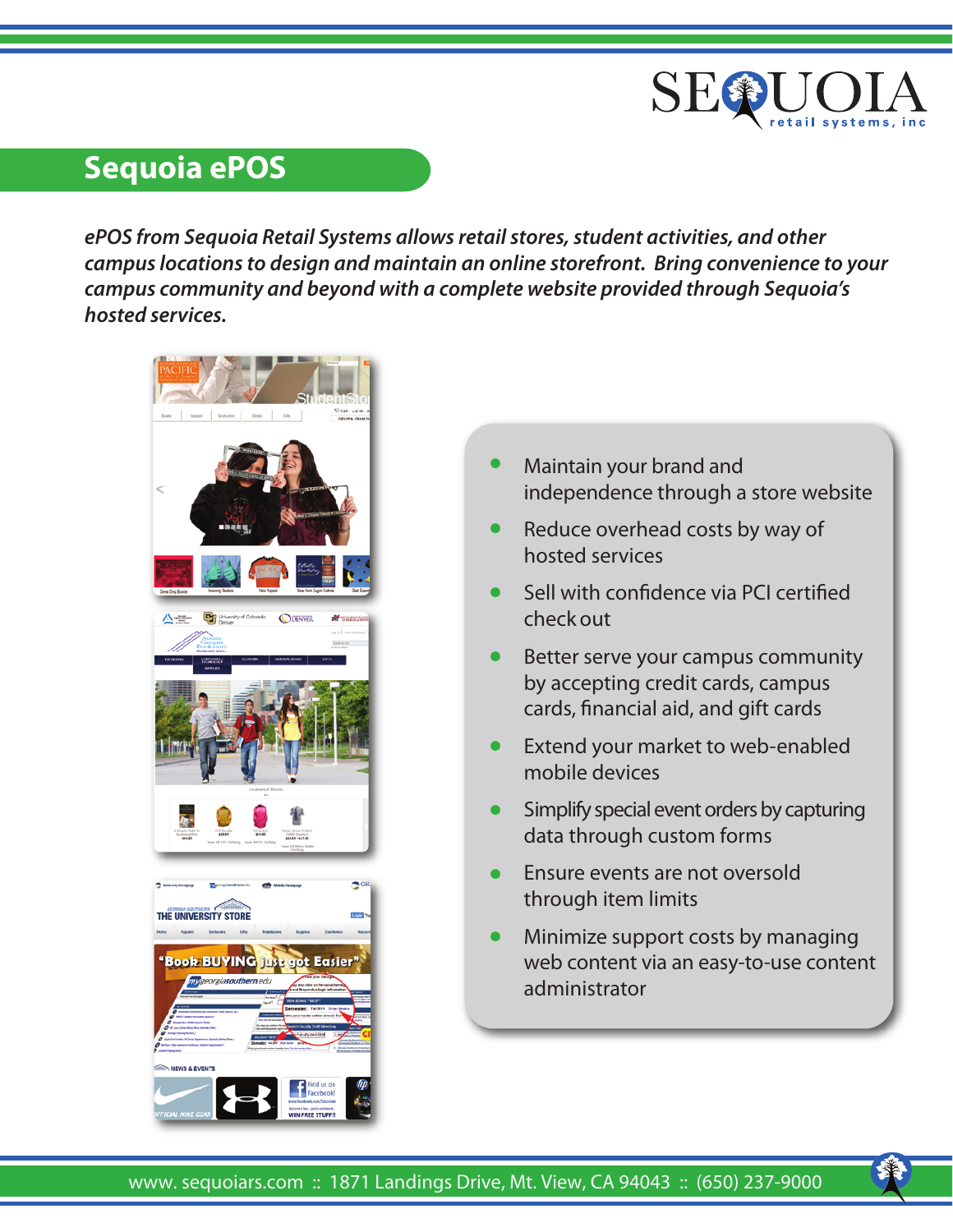# Sequoia ePOS

*ePOS from Sequoia Retail Systems allows retail stores, student activities, and other campus locations to design and maintain an online storefront. Bring convenience to your campus community and beyond with a complete website provided through Sequoia's hosted services.*

- Maintain your brand and independence through a store website
- Reduce overhead costs by way of hosted services
- Sell with confidence via PCI certified check out
- Better serve your campus community by accepting credit cards, campus cards, financial aid, and gift cards
- Extend your market to web-enabled mobile devices
- Simplify special event orders by capturing data through custom forms
- Ensure events are not oversold through item limits
- Minimize support costs by managing web content via an easy-to-use content administrator

www.sequoiars.com :: 1871 Landings Drive, Mt. View, CA 94043 :: (650) 237-9000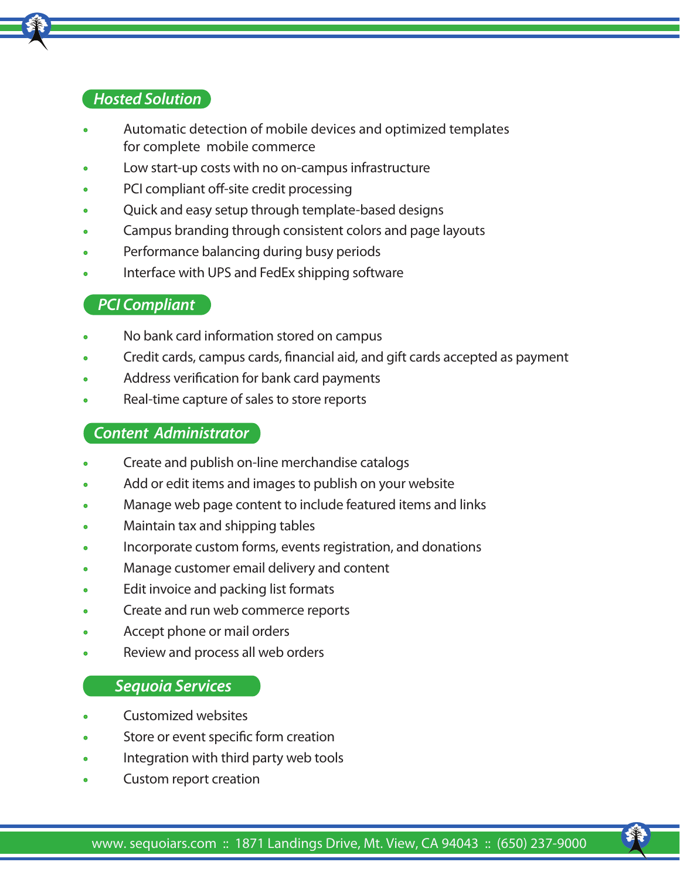## *Hosted Solution*

- Automatic detection of mobile devices and optimized templates for complete mobile commerce
- Low start-up costs with no on-campus infrastructure
- PCI compliant off-site credit processing
- Quick and easy setup through template-based designs
- Campus branding through consistent colors and page layouts
- Performance balancing during busy periods
- Interface with UPS and FedEx shipping software

## *PCI Compliant*

- No bank card information stored on campus
- Credit cards, campus cards, financial aid, and gift cards accepted as payment
- Address verification for bank card payments
- Real-time capture of sales to store reports

## *Content Administrator*

- Create and publish on-line merchandise catalogs
- Add or edit items and images to publish on your website
- Manage web page content to include featured items and links
- Maintain tax and shipping tables
- Incorporate custom forms, events registration, and donations
- Manage customer email delivery and content
- Edit invoice and packing list formats
- Create and run web commerce reports
- Accept phone or mail orders
- Review and process all web orders

## *Sequoia Services*

- Customized websites
- Store or event specific form creation
- Integration with third party web tools
- Custom report creation

www. sequoiars.com :: 1871 Landings Drive, Mt. View, CA 94043 :: (650) 237-9000